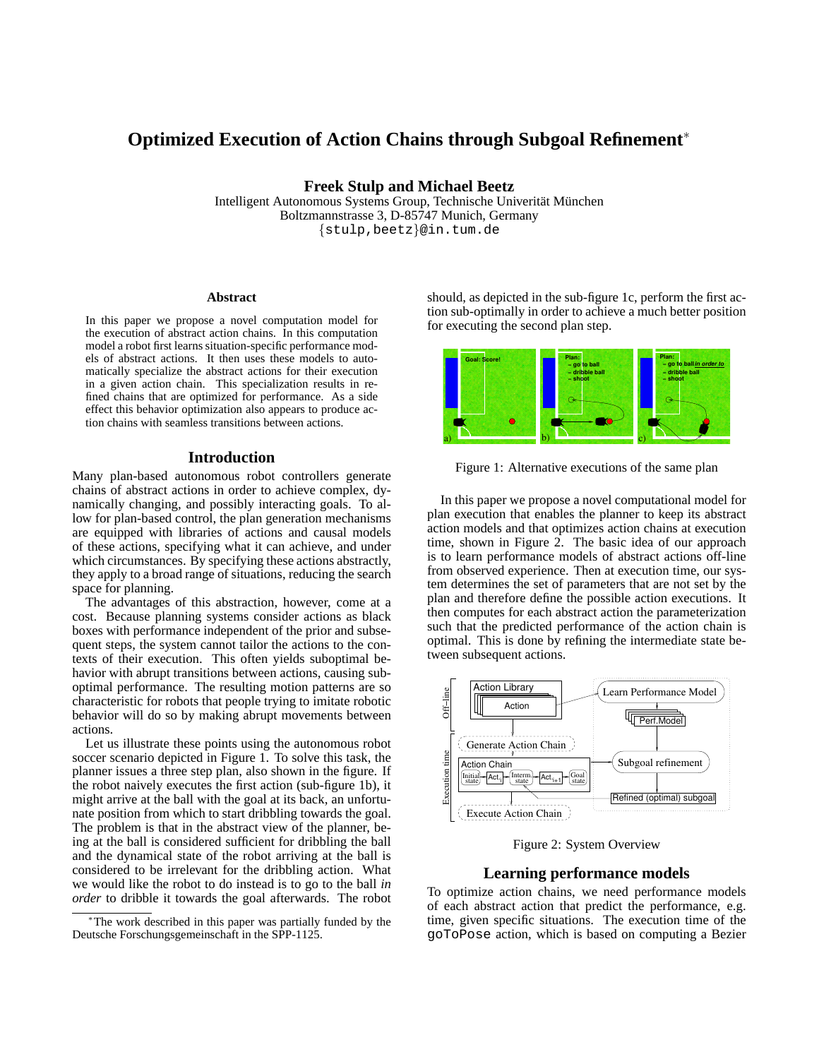# Optimized Execution of Action Chains through Subgoal Refinement*

**Freek Stulp and Michael Beetz**

Intelligent Autonomous Systems Group, Technische Univerität München
Boltzmannstrasse 3, D-85747 Munich, Germany
{stulp,beetz}@in.tum.de

## Abstract

In this paper we propose a novel computation model for the execution of abstract action chains. In this computation model a robot first learns situation-specific performance models of abstract actions. It then uses these models to automatically specialize the abstract actions for their execution in a given action chain. This specialization results in refined chains that are optimized for performance. As a side effect this behavior optimization also appears to produce action chains with seamless transitions between actions.

## Introduction

Many plan-based autonomous robot controllers generate chains of abstract actions in order to achieve complex, dynamically changing, and possibly interacting goals. To allow for plan-based control, the plan generation mechanisms are equipped with libraries of actions and causal models of these actions, specifying what it can achieve, and under which circumstances. By specifying these actions abstractly, they apply to a broad range of situations, reducing the search space for planning.

The advantages of this abstraction, however, come at a cost. Because planning systems consider actions as black boxes with performance independent of the prior and subsequent steps, the system cannot tailor the actions to the contexts of their execution. This often yields suboptimal behavior with abrupt transitions between actions, causing suboptimal performance. The resulting motion patterns are so characteristic for robots that people trying to imitate robotic behavior will do so by making abrupt movements between actions.

Let us illustrate these points using the autonomous robot soccer scenario depicted in Figure 1. To solve this task, the planner issues a three step plan, also shown in the figure. If the robot naively executes the first action (sub-figure 1b), it might arrive at the ball with the goal at its back, an unfortunate position from which to start dribbling towards the goal. The problem is that in the abstract view of the planner, being at the ball is considered sufficient for dribbling the ball and the dynamical state of the robot arriving at the ball is considered to be irrelevant for the dribbling action. What we would like the robot to do instead is to go to the ball *in order* to dribble it towards the goal afterwards. The robot should, as depicted in the sub-figure 1c, perform the first action sub-optimally in order to achieve a much better position for executing the second plan step.

Figure 1: Alternative executions of the same plan

In this paper we propose a novel computational model for plan execution that enables the planner to keep its abstract action models and that optimizes action chains at execution time, shown in Figure 2. The basic idea of our approach is to learn performance models of abstract actions off-line from observed experience. Then at execution time, our system determines the set of parameters that are not set by the plan and therefore define the possible action executions. It then computes for each abstract action the parameterization such that the predicted performance of the action chain is optimal. This is done by refining the intermediate state between subsequent actions.

Figure 2: System Overview

## Learning performance models

To optimize action chains, we need performance models of each abstract action that predict the performance, e.g. time, given specific situations. The execution time of the `goToPose` action, which is based on computing a Bezier

---

*The work described in this paper was partially funded by the Deutsche Forschungsgemeinschaft in the SPP-1125.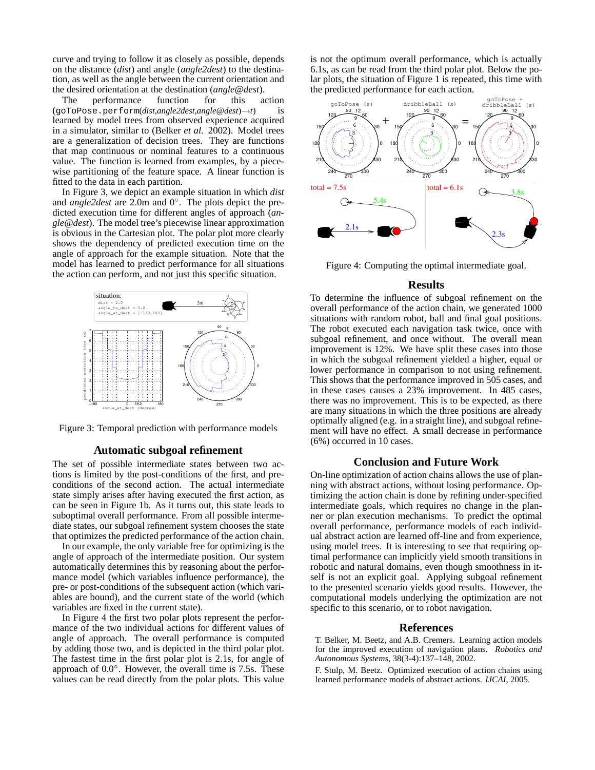curve and trying to follow it as closely as possible, depends on the distance (*dist*) and angle (*angle2dest*) to the destination, as well as the angle between the current orientation and the desired orientation at the destination (*angle@dest*).

The performance function for this action (goToPose.perform(*dist*,*angle2dest*,*angle@dest*)→*t*) is learned by model trees from observed experience acquired in a simulator, similar to (Belker *et al.* 2002). Model trees are a generalization of decision trees. They are functions that map continuous or nominal features to a continuous value. The function is learned from examples, by a piece-wise partitioning of the feature space. A linear function is fitted to the data in each partition.

In Figure 3, we depict an example situation in which *dist* and *angle2dest* are 2.0m and 0°. The plots depict the predicted execution time for different angles of approach (*angle@dest*). The model tree's piecewise linear approximation is obvious in the Cartesian plot. The polar plot more clearly shows the dependency of predicted execution time on the angle of approach for the example situation. Note that the model has learned to predict performance for all situations the action can perform, and not just this specific situation.

situation:
dist = 2.0
angle_to_dest = 0.0
angle_at_dest = [-180,180]
2m

predicted execution time (s)
angle_at_dest (degree)
−180 0 59.2 180

Figure 3: Temporal prediction with performance models

## Automatic subgoal refinement

The set of possible intermediate states between two actions is limited by the post-conditions of the first, and pre-conditions of the second action. The actual intermediate state simply arises after having executed the first action, as can be seen in Figure 1b. As it turns out, this state leads to suboptimal overall performance. From all possible intermediate states, our subgoal refinement system chooses the state that optimizes the predicted performance of the action chain.

In our example, the only variable free for optimizing is the angle of approach of the intermediate position. Our system automatically determines this by reasoning about the performance model (which variables influence performance), the pre- or post-conditions of the subsequent action (which variables are bound), and the current state of the world (which variables are fixed in the current state).

In Figure 4 the first two polar plots represent the performance of the two individual actions for different values of angle of approach. The overall performance is computed by adding those two, and is depicted in the third polar plot. The fastest time in the first polar plot is 2.1s, for angle of approach of 0.0°. However, the overall time is 7.5s. These values can be read directly from the polar plots. This value is not the optimum overall performance, which is actually 6.1s, as can be read from the third polar plot. Below the polar plots, the situation of Figure 1 is repeated, this time with the predicted performance for each action.

goToPose (s) + dribbleBall (s) = goToPose + dribbleBall (s)

total = 7.5s
5.4s
2.1s
total = 6.1s
3.8s
2.3s

Figure 4: Computing the optimal intermediate goal.

## Results

To determine the influence of subgoal refinement on the overall performance of the action chain, we generated 1000 situations with random robot, ball and final goal positions. The robot executed each navigation task twice, once with subgoal refinement, and once without. The overall mean improvement is 12%. We have split these cases into those in which the subgoal refinement yielded a higher, equal or lower performance in comparison to not using refinement. This shows that the performance improved in 505 cases, and in these cases causes a 23% improvement. In 485 cases, there was no improvement. This is to be expected, as there are many situations in which the three positions are already optimally aligned (e.g. in a straight line), and subgoal refinement will have no effect. A small decrease in performance (6%) occurred in 10 cases.

## Conclusion and Future Work

On-line optimization of action chains allows the use of planning with abstract actions, without losing performance. Optimizing the action chain is done by refining under-specified intermediate goals, which requires no change in the planner or plan execution mechanisms. To predict the optimal overall performance, performance models of each individual abstract action are learned off-line and from experience, using model trees. It is interesting to see that requiring optimal performance can implicitly yield smooth transitions in robotic and natural domains, even though smoothness in itself is not an explicit goal. Applying subgoal refinement to the presented scenario yields good results. However, the computational models underlying the optimization are not specific to this scenario, or to robot navigation.

## References

T. Belker, M. Beetz, and A.B. Cremers. Learning action models for the improved execution of navigation plans. *Robotics and Autonomous Systems*, 38(3-4):137–148, 2002.

F. Stulp, M. Beetz. Optimized execution of action chains using learned performance models of abstract actions. *IJCAI*, 2005.